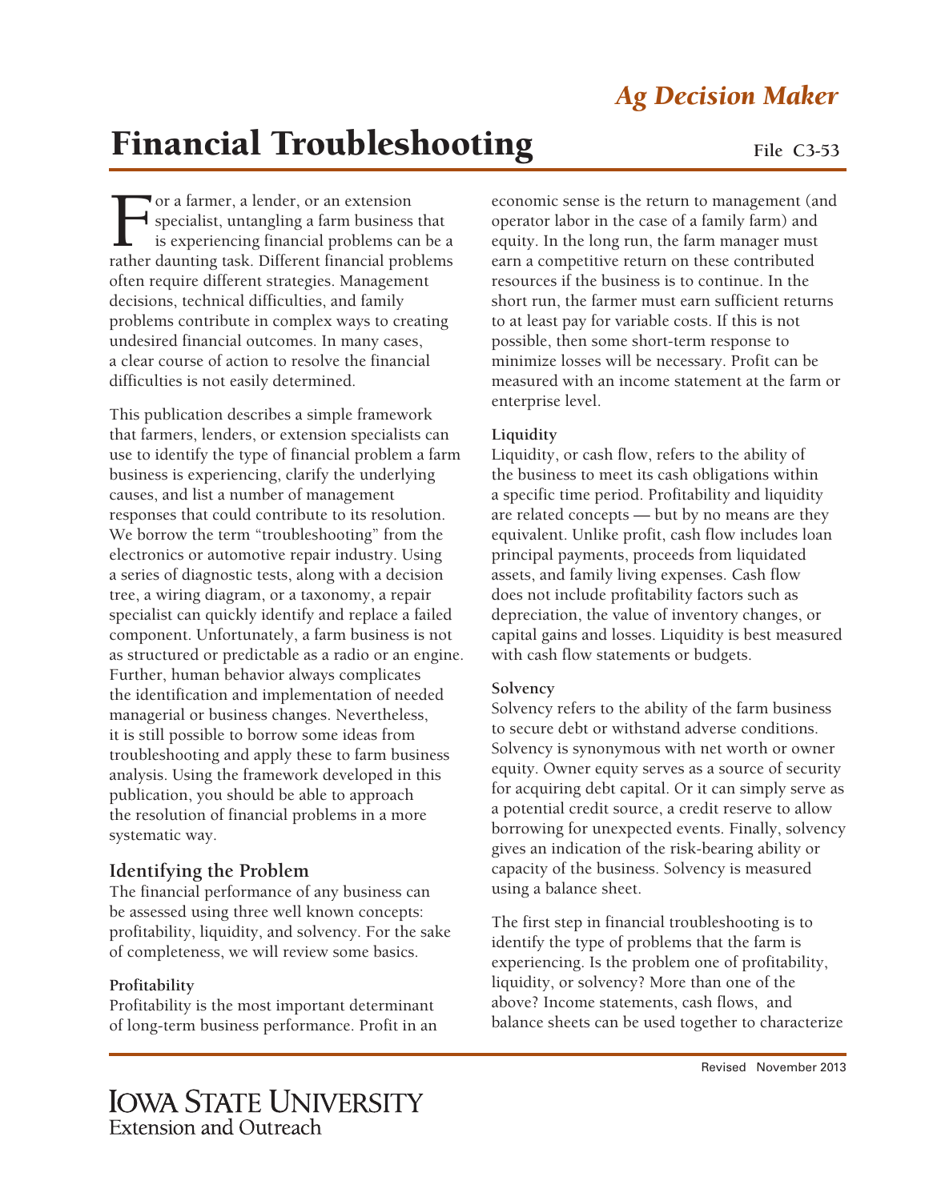*Ag Decision Maker*

# Financial Troubleshooting

File C3-53

For a farmer, a lender, or an extension specialist, untangling a farm business that is experiencing financial problems can be a rather daunting task. Different financial problems often require different strategies. Management decisions, technical difficulties, and family problems contribute in complex ways to creating undesired financial outcomes. In many cases, a clear course of action to resolve the financial difficulties is not easily determined.

This publication describes a simple framework that farmers, lenders, or extension specialists can use to identify the type of financial problem a farm business is experiencing, clarify the underlying causes, and list a number of management responses that could contribute to its resolution. We borrow the term "troubleshooting" from the electronics or automotive repair industry. Using a series of diagnostic tests, along with a decision tree, a wiring diagram, or a taxonomy, a repair specialist can quickly identify and replace a failed component. Unfortunately, a farm business is not as structured or predictable as a radio or an engine. Further, human behavior always complicates the identification and implementation of needed managerial or business changes. Nevertheless, it is still possible to borrow some ideas from troubleshooting and apply these to farm business analysis. Using the framework developed in this publication, you should be able to approach the resolution of financial problems in a more systematic way.

## Identifying the Problem

The financial performance of any business can be assessed using three well known concepts: profitability, liquidity, and solvency. For the sake of completeness, we will review some basics.

### Profitability

Profitability is the most important determinant of long-term business performance. Profit in an economic sense is the return to management (and operator labor in the case of a family farm) and equity. In the long run, the farm manager must earn a competitive return on these contributed resources if the business is to continue. In the short run, the farmer must earn sufficient returns to at least pay for variable costs. If this is not possible, then some short-term response to minimize losses will be necessary. Profit can be measured with an income statement at the farm or enterprise level.

### Liquidity

Liquidity, or cash flow, refers to the ability of the business to meet its cash obligations within a specific time period. Profitability and liquidity are related concepts — but by no means are they equivalent. Unlike profit, cash flow includes loan principal payments, proceeds from liquidated assets, and family living expenses. Cash flow does not include profitability factors such as depreciation, the value of inventory changes, or capital gains and losses. Liquidity is best measured with cash flow statements or budgets.

### Solvency

Solvency refers to the ability of the farm business to secure debt or withstand adverse conditions. Solvency is synonymous with net worth or owner equity. Owner equity serves as a source of security for acquiring debt capital. Or it can simply serve as a potential credit source, a credit reserve to allow borrowing for unexpected events. Finally, solvency gives an indication of the risk-bearing ability or capacity of the business. Solvency is measured using a balance sheet.

The first step in financial troubleshooting is to identify the type of problems that the farm is experiencing. Is the problem one of profitability, liquidity, or solvency? More than one of the above? Income statements, cash flows, and balance sheets can be used together to characterize

Revised November 2013

Iowa State University
Extension and Outreach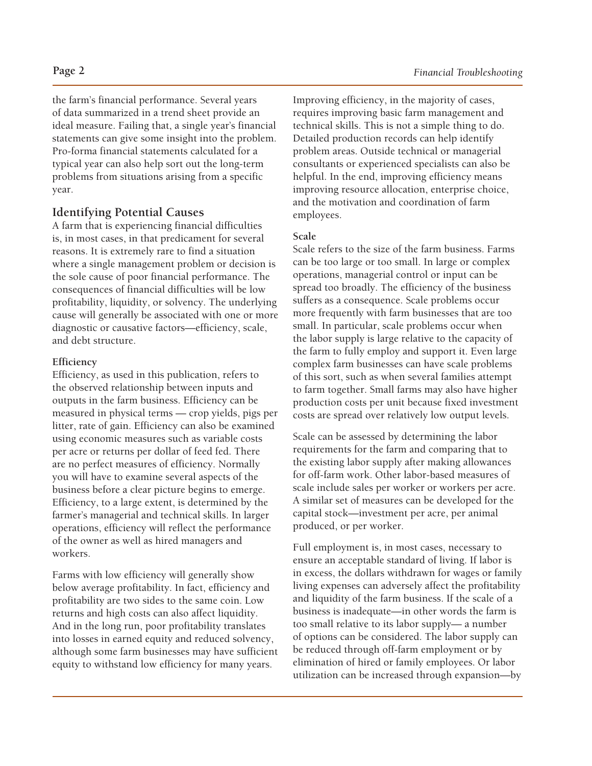the farm's financial performance. Several years of data summarized in a trend sheet provide an ideal measure. Failing that, a single year's financial statements can give some insight into the problem. Pro-forma financial statements calculated for a typical year can also help sort out the long-term problems from situations arising from a specific year.

## Identifying Potential Causes

A farm that is experiencing financial difficulties is, in most cases, in that predicament for several reasons. It is extremely rare to find a situation where a single management problem or decision is the sole cause of poor financial performance. The consequences of financial difficulties will be low profitability, liquidity, or solvency. The underlying cause will generally be associated with one or more diagnostic or causative factors—efficiency, scale, and debt structure.

### Efficiency

Efficiency, as used in this publication, refers to the observed relationship between inputs and outputs in the farm business. Efficiency can be measured in physical terms — crop yields, pigs per litter, rate of gain. Efficiency can also be examined using economic measures such as variable costs per acre or returns per dollar of feed fed. There are no perfect measures of efficiency. Normally you will have to examine several aspects of the business before a clear picture begins to emerge. Efficiency, to a large extent, is determined by the farmer's managerial and technical skills. In larger operations, efficiency will reflect the performance of the owner as well as hired managers and workers.

Farms with low efficiency will generally show below average profitability. In fact, efficiency and profitability are two sides to the same coin. Low returns and high costs can also affect liquidity. And in the long run, poor profitability translates into losses in earned equity and reduced solvency, although some farm businesses may have sufficient equity to withstand low efficiency for many years.

Improving efficiency, in the majority of cases, requires improving basic farm management and technical skills. This is not a simple thing to do. Detailed production records can help identify problem areas. Outside technical or managerial consultants or experienced specialists can also be helpful. In the end, improving efficiency means improving resource allocation, enterprise choice, and the motivation and coordination of farm employees.

### Scale

Scale refers to the size of the farm business. Farms can be too large or too small. In large or complex operations, managerial control or input can be spread too broadly. The efficiency of the business suffers as a consequence. Scale problems occur more frequently with farm businesses that are too small. In particular, scale problems occur when the labor supply is large relative to the capacity of the farm to fully employ and support it. Even large complex farm businesses can have scale problems of this sort, such as when several families attempt to farm together. Small farms may also have higher production costs per unit because fixed investment costs are spread over relatively low output levels.

Scale can be assessed by determining the labor requirements for the farm and comparing that to the existing labor supply after making allowances for off-farm work. Other labor-based measures of scale include sales per worker or workers per acre. A similar set of measures can be developed for the capital stock—investment per acre, per animal produced, or per worker.

Full employment is, in most cases, necessary to ensure an acceptable standard of living. If labor is in excess, the dollars withdrawn for wages or family living expenses can adversely affect the profitability and liquidity of the farm business. If the scale of a business is inadequate—in other words the farm is too small relative to its labor supply— a number of options can be considered. The labor supply can be reduced through off-farm employment or by elimination of hired or family employees. Or labor utilization can be increased through expansion—by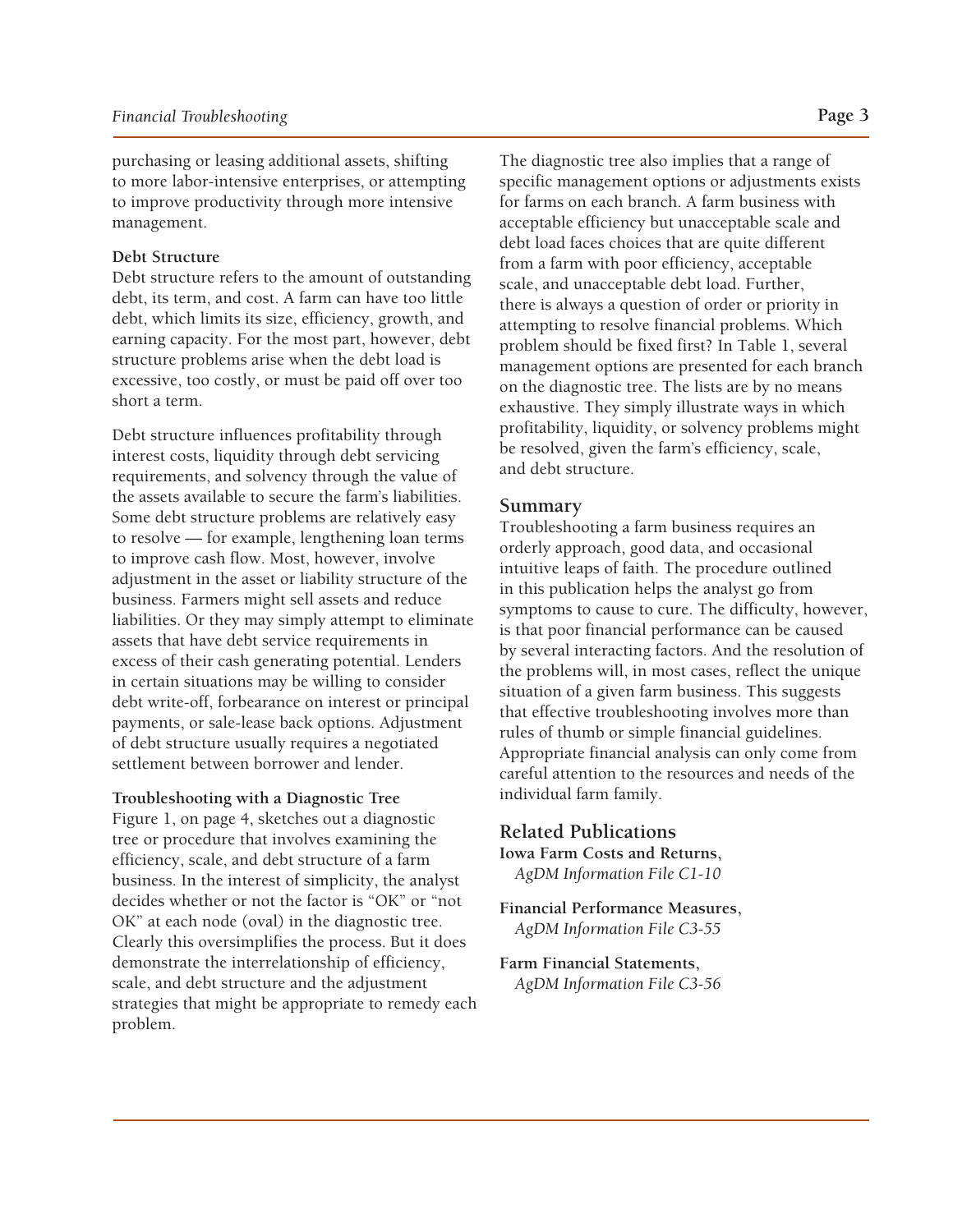purchasing or leasing additional assets, shifting to more labor-intensive enterprises, or attempting to improve productivity through more intensive management.

**Debt Structure**

Debt structure refers to the amount of outstanding debt, its term, and cost. A farm can have too little debt, which limits its size, efficiency, growth, and earning capacity. For the most part, however, debt structure problems arise when the debt load is excessive, too costly, or must be paid off over too short a term.

Debt structure influences profitability through interest costs, liquidity through debt servicing requirements, and solvency through the value of the assets available to secure the farm's liabilities. Some debt structure problems are relatively easy to resolve — for example, lengthening loan terms to improve cash flow. Most, however, involve adjustment in the asset or liability structure of the business. Farmers might sell assets and reduce liabilities. Or they may simply attempt to eliminate assets that have debt service requirements in excess of their cash generating potential. Lenders in certain situations may be willing to consider debt write-off, forbearance on interest or principal payments, or sale-lease back options. Adjustment of debt structure usually requires a negotiated settlement between borrower and lender.

**Troubleshooting with a Diagnostic Tree**

Figure 1, on page 4, sketches out a diagnostic tree or procedure that involves examining the efficiency, scale, and debt structure of a farm business. In the interest of simplicity, the analyst decides whether or not the factor is "OK" or "not OK" at each node (oval) in the diagnostic tree. Clearly this oversimplifies the process. But it does demonstrate the interrelationship of efficiency, scale, and debt structure and the adjustment strategies that might be appropriate to remedy each problem.

The diagnostic tree also implies that a range of specific management options or adjustments exists for farms on each branch. A farm business with acceptable efficiency but unacceptable scale and debt load faces choices that are quite different from a farm with poor efficiency, acceptable scale, and unacceptable debt load. Further, there is always a question of order or priority in attempting to resolve financial problems. Which problem should be fixed first? In Table 1, several management options are presented for each branch on the diagnostic tree. The lists are by no means exhaustive. They simply illustrate ways in which profitability, liquidity, or solvency problems might be resolved, given the farm's efficiency, scale, and debt structure.

## Summary

Troubleshooting a farm business requires an orderly approach, good data, and occasional intuitive leaps of faith. The procedure outlined in this publication helps the analyst go from symptoms to cause to cure. The difficulty, however, is that poor financial performance can be caused by several interacting factors. And the resolution of the problems will, in most cases, reflect the unique situation of a given farm business. This suggests that effective troubleshooting involves more than rules of thumb or simple financial guidelines. Appropriate financial analysis can only come from careful attention to the resources and needs of the individual farm family.

## Related Publications

**Iowa Farm Costs and Returns**,
*AgDM Information File C1-10*

**Financial Performance Measures**,
*AgDM Information File C3-55*

**Farm Financial Statements**,
*AgDM Information File C3-56*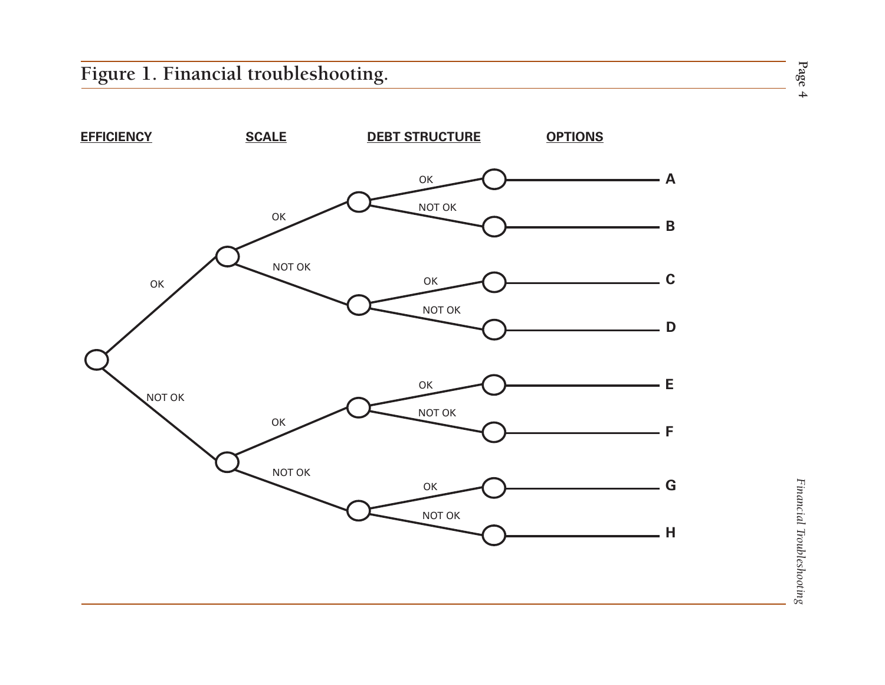## Figure 1. Financial troubleshooting.

| EFFICIENCY | SCALE | DEBT STRUCTURE | OPTIONS |
|---|---|---|---|
| OK | OK | OK | A |
| OK | OK | NOT OK | B |
| OK | NOT OK | OK | C |
| OK | NOT OK | NOT OK | D |
| NOT OK | OK | OK | E |
| NOT OK | OK | NOT OK | F |
| NOT OK | NOT OK | OK | G |
| NOT OK | NOT OK | NOT OK | H |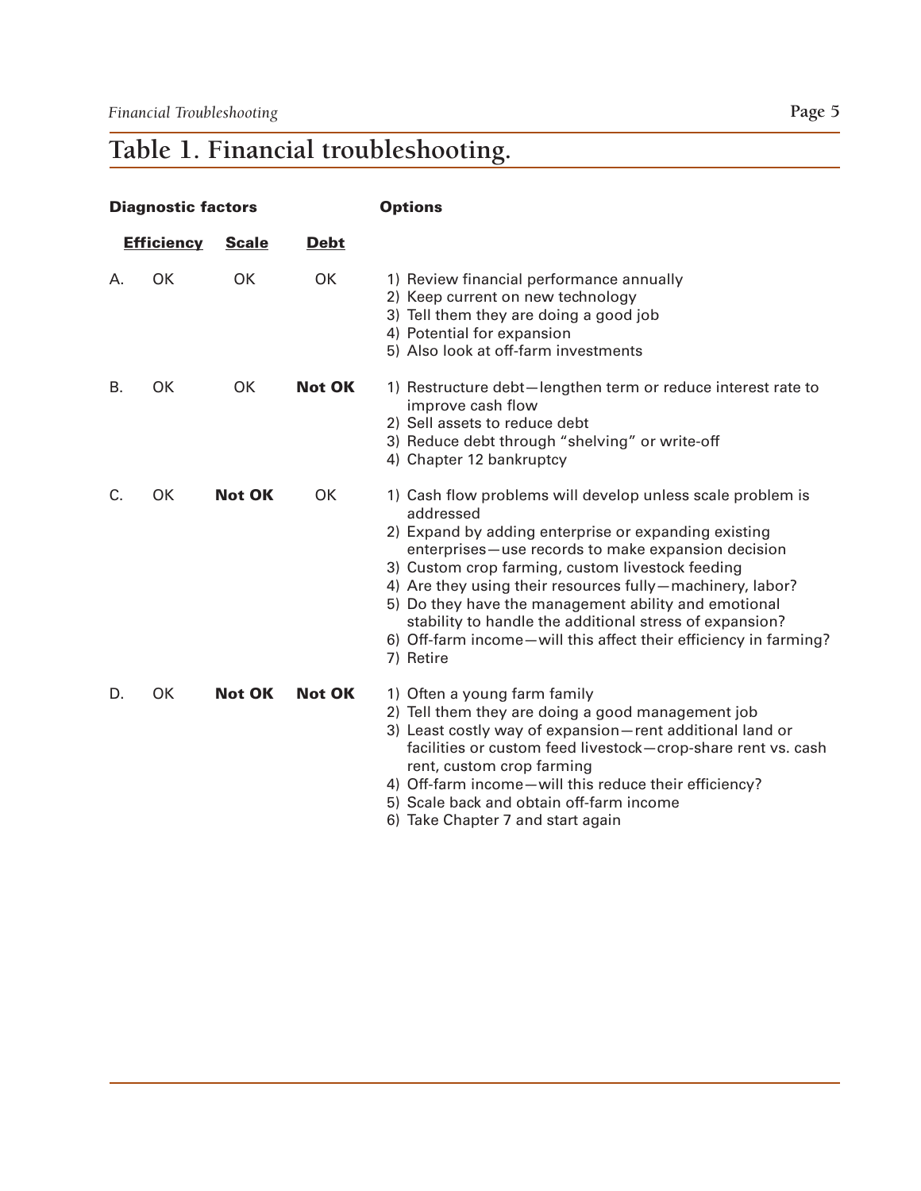## Table 1. Financial troubleshooting.

| | Diagnostic factors | | | Options |
|---|---|---|---|---|
| | **Efficiency** | **Scale** | **Debt** | |
| A. | OK | OK | OK | 1) Review financial performance annually<br>2) Keep current on new technology<br>3) Tell them they are doing a good job<br>4) Potential for expansion<br>5) Also look at off-farm investments |
| B. | OK | OK | **Not OK** | 1) Restructure debt—lengthen term or reduce interest rate to improve cash flow<br>2) Sell assets to reduce debt<br>3) Reduce debt through "shelving" or write-off<br>4) Chapter 12 bankruptcy |
| C. | OK | **Not OK** | OK | 1) Cash flow problems will develop unless scale problem is addressed<br>2) Expand by adding enterprise or expanding existing enterprises—use records to make expansion decision<br>3) Custom crop farming, custom livestock feeding<br>4) Are they using their resources fully—machinery, labor?<br>5) Do they have the management ability and emotional stability to handle the additional stress of expansion?<br>6) Off-farm income—will this affect their efficiency in farming?<br>7) Retire |
| D. | OK | **Not OK** | **Not OK** | 1) Often a young farm family<br>2) Tell them they are doing a good management job<br>3) Least costly way of expansion—rent additional land or facilities or custom feed livestock—crop-share rent vs. cash rent, custom crop farming<br>4) Off-farm income—will this reduce their efficiency?<br>5) Scale back and obtain off-farm income<br>6) Take Chapter 7 and start again |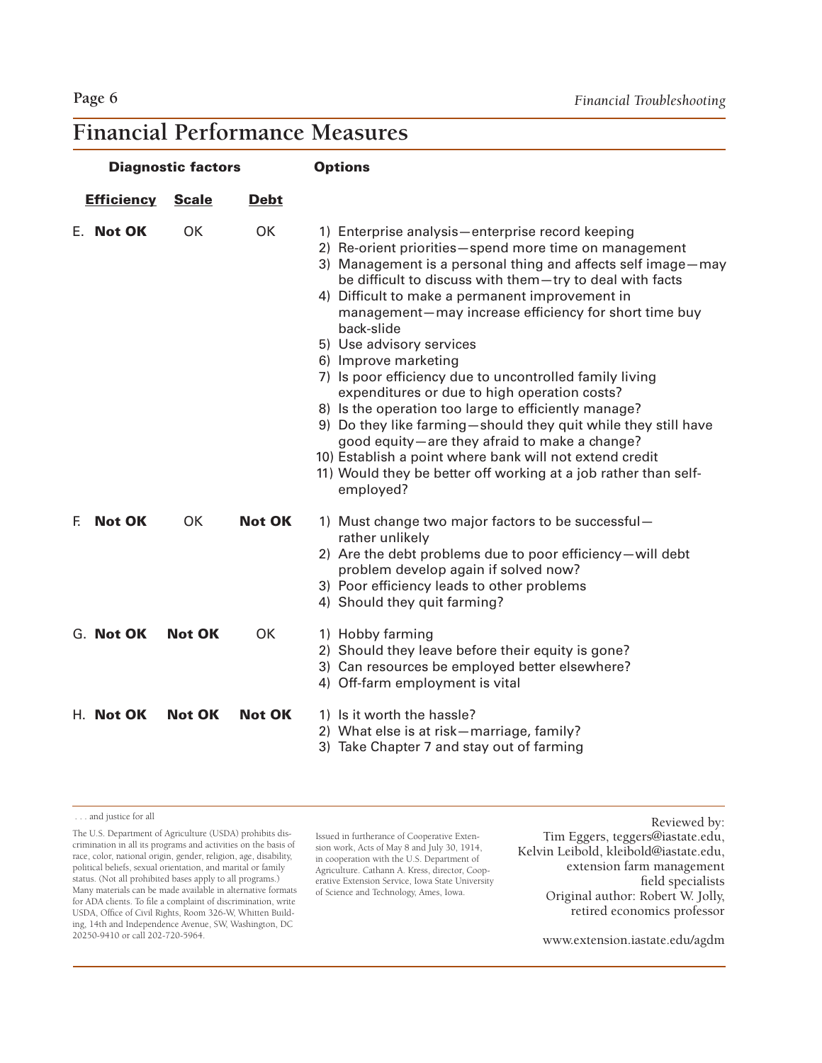## Financial Performance Measures

| Diagnostic factors | | | Options |
|---|---|---|---|
| **Efficiency** | **Scale** | **Debt** | |
| E. **Not OK** | OK | OK | 1) Enterprise analysis—enterprise record keeping<br>2) Re-orient priorities—spend more time on management<br>3) Management is a personal thing and affects self image—may be difficult to discuss with them—try to deal with facts<br>4) Difficult to make a permanent improvement in management—may increase efficiency for short time buy back-slide<br>5) Use advisory services<br>6) Improve marketing<br>7) Is poor efficiency due to uncontrolled family living expenditures or due to high operation costs?<br>8) Is the operation too large to efficiently manage?<br>9) Do they like farming—should they quit while they still have good equity—are they afraid to make a change?<br>10) Establish a point where bank will not extend credit<br>11) Would they be better off working at a job rather than self-employed? |
| F. **Not OK** | OK | **Not OK** | 1) Must change two major factors to be successful—rather unlikely<br>2) Are the debt problems due to poor efficiency—will debt problem develop again if solved now?<br>3) Poor efficiency leads to other problems<br>4) Should they quit farming? |
| G. **Not OK** | **Not OK** | OK | 1) Hobby farming<br>2) Should they leave before their equity is gone?<br>3) Can resources be employed better elsewhere?<br>4) Off-farm employment is vital |
| H. **Not OK** | **Not OK** | **Not OK** | 1) Is it worth the hassle?<br>2) What else is at risk—marriage, family?<br>3) Take Chapter 7 and stay out of farming |

. . . and justice for all

The U.S. Department of Agriculture (USDA) prohibits discrimination in all its programs and activities on the basis of race, color, national origin, gender, religion, age, disability, political beliefs, sexual orientation, and marital or family status. (Not all prohibited bases apply to all programs.) Many materials can be made available in alternative formats for ADA clients. To file a complaint of discrimination, write USDA, Office of Civil Rights, Room 326-W, Whitten Building, 14th and Independence Avenue, SW, Washington, DC 20250-9410 or call 202-720-5964.

Issued in furtherance of Cooperative Extension work, Acts of May 8 and July 30, 1914, in cooperation with the U.S. Department of Agriculture. Cathann A. Kress, director, Cooperative Extension Service, Iowa State University of Science and Technology, Ames, Iowa.

Reviewed by:
Tim Eggers, teggers@iastate.edu,
Kelvin Leibold, kleibold@iastate.edu,
extension farm management field specialists
Original author: Robert W. Jolly,
retired economics professor

www.extension.iastate.edu/agdm